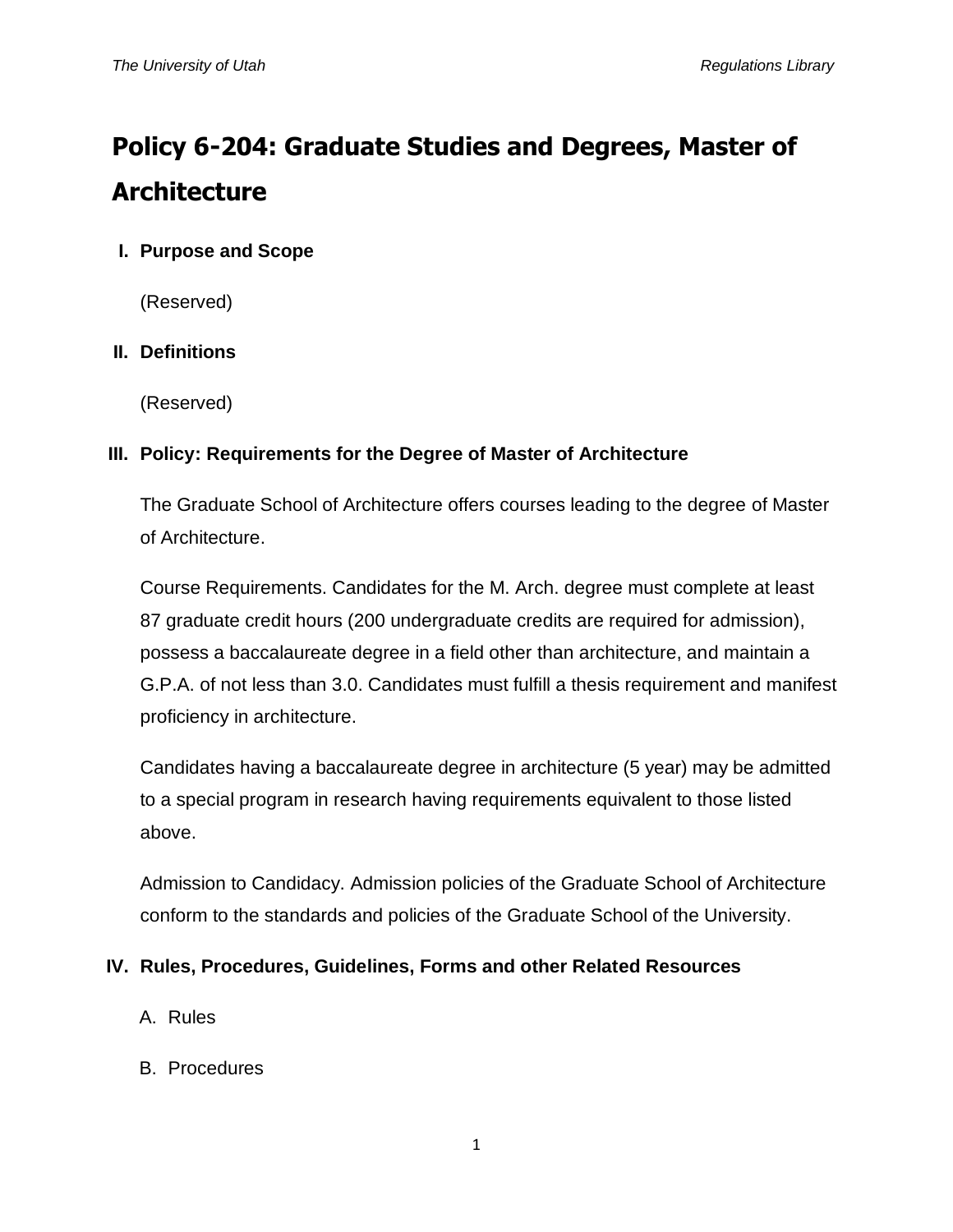# Policy 6-204: Graduate Studies and Degrees, Master of Architecture

## I. Purpose and Scope

(Reserved)

## II. Definitions

(Reserved)

## III. Policy: Requirements for the Degree of Master of Architecture

The Graduate School of Architecture offers courses leading to the degree of Master of Architecture.

Course Requirements. Candidates for the M. Arch. degree must complete at least 87 graduate credit hours (200 undergraduate credits are required for admission), possess a baccalaureate degree in a field other than architecture, and maintain a G.P.A. of not less than 3.0. Candidates must fulfill a thesis requirement and manifest proficiency in architecture.

Candidates having a baccalaureate degree in architecture (5 year) may be admitted to a special program in research having requirements equivalent to those listed above.

Admission to Candidacy. Admission policies of the Graduate School of Architecture conform to the standards and policies of the Graduate School of the University.

## IV. Rules, Procedures, Guidelines, Forms and other Related Resources

A. Rules

B. Procedures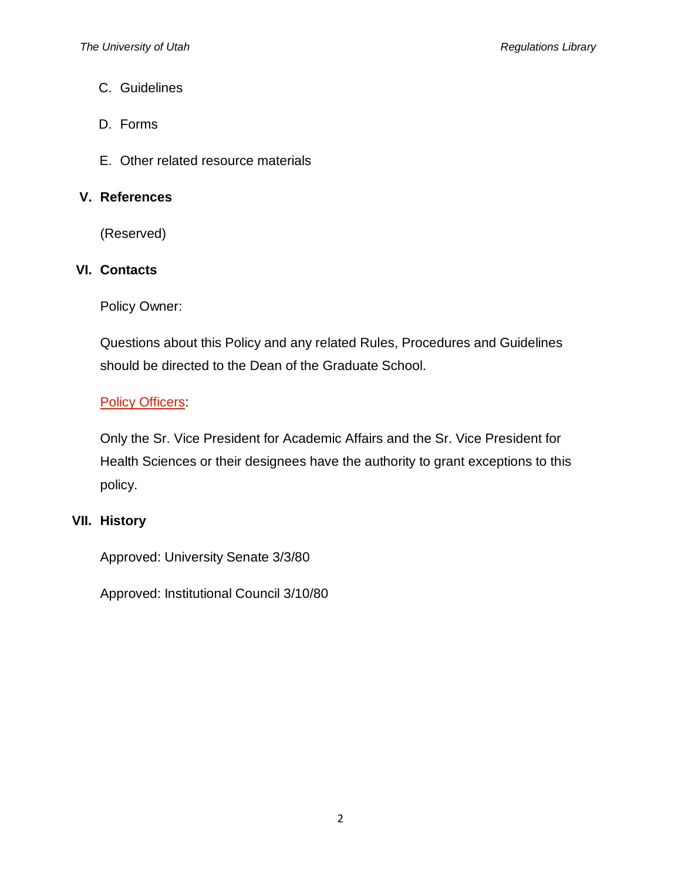C. Guidelines

D. Forms

E. Other related resource materials

## V. References

(Reserved)

## VI. Contacts

Policy Owner:

Questions about this Policy and any related Rules, Procedures and Guidelines should be directed to the Dean of the Graduate School.

Policy Officers:

Only the Sr. Vice President for Academic Affairs and the Sr. Vice President for Health Sciences or their designees have the authority to grant exceptions to this policy.

## VII. History

Approved: University Senate 3/3/80

Approved: Institutional Council 3/10/80